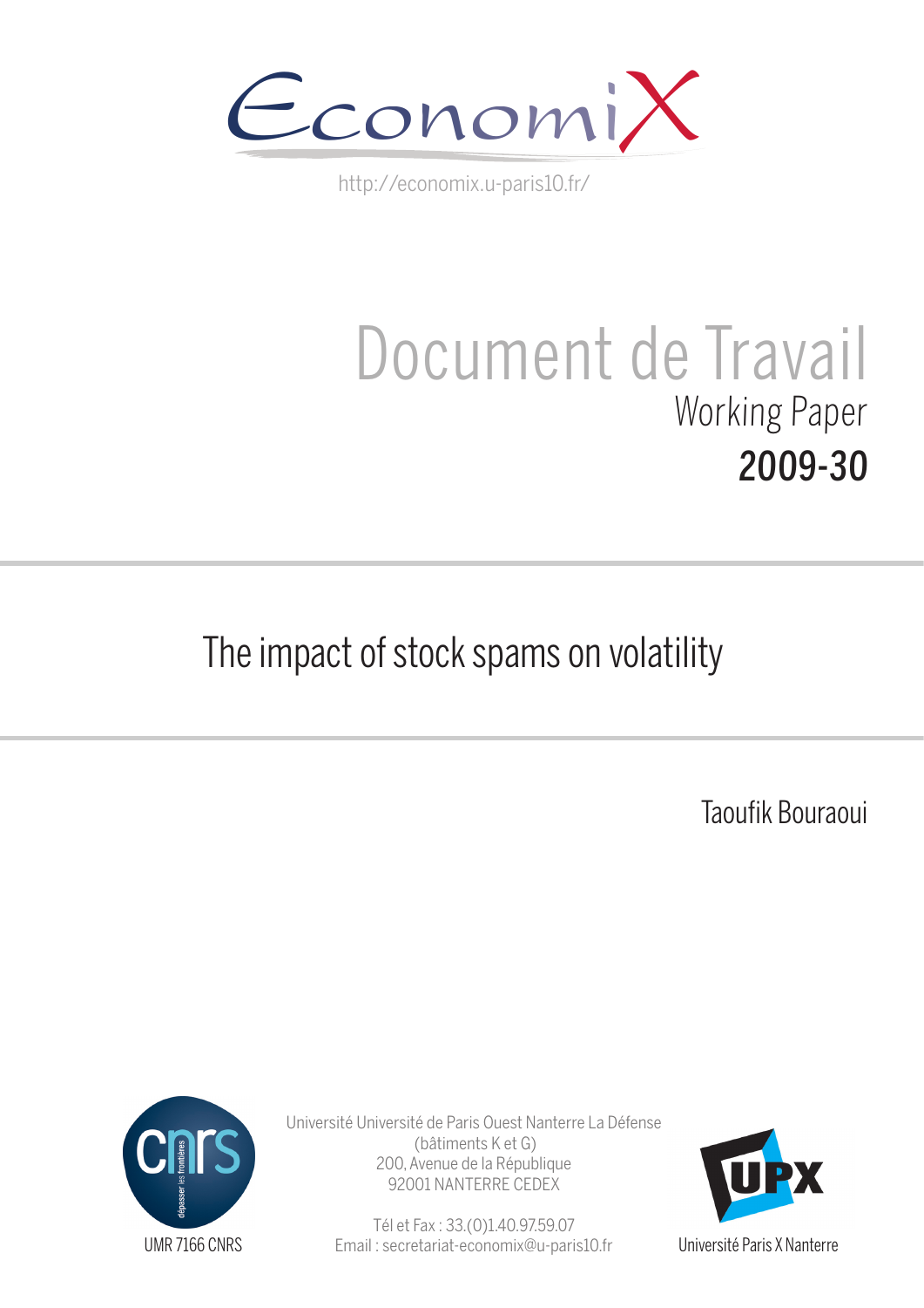EconomiX

http://economix.u-paris10.fr/

# Document de Travail

## Working Paper

## 2009-30

# The impact of stock spams on volatility

Taoufik Bouraoui

UMR 7166 CNRS

Université Université de Paris Ouest Nanterre La Défense
(bâtiments K et G)
200, Avenue de la République
92001 NANTERRE CEDEX

Tél et Fax : 33.(0)1.40.97.59.07
Email : secretariat-economix@u-paris10.fr

Université Paris X Nanterre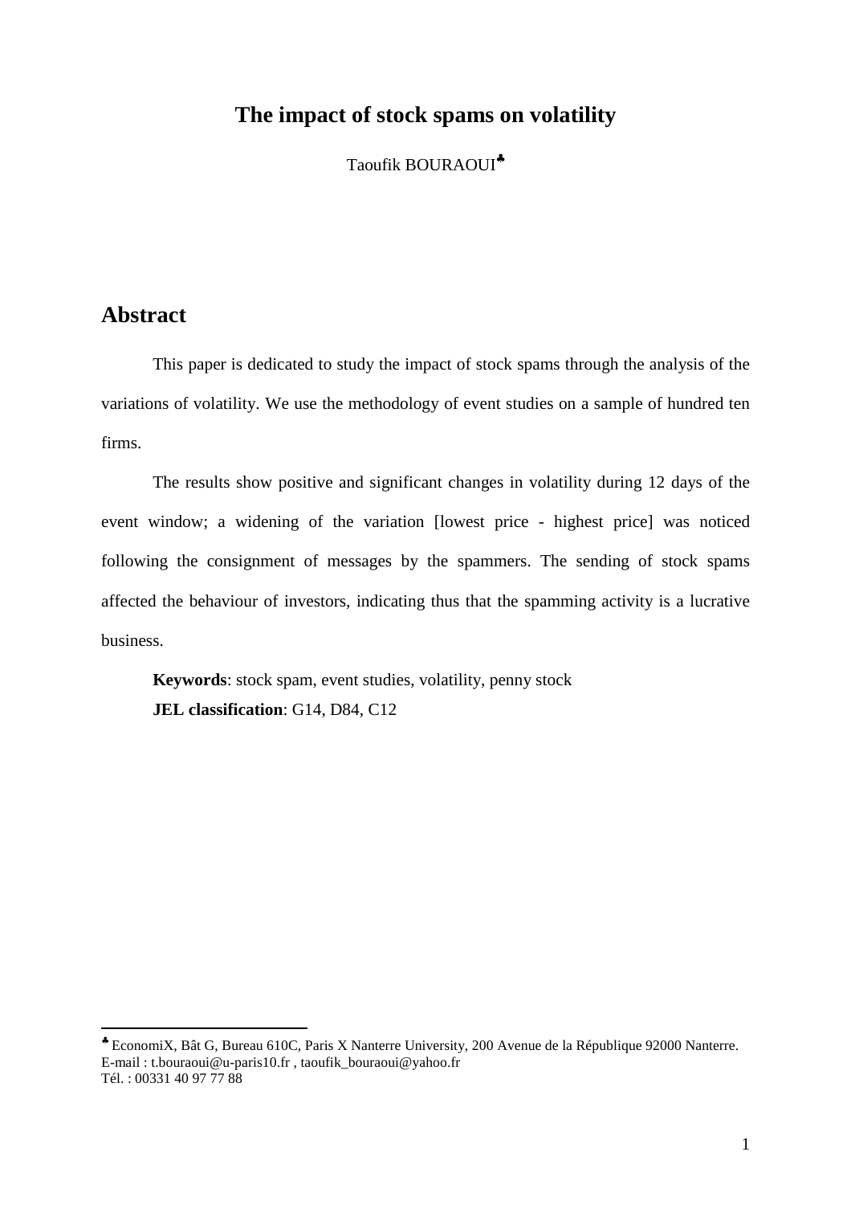# The impact of stock spams on volatility

Taoufik BOURAOUI[♣]

## Abstract

This paper is dedicated to study the impact of stock spams through the analysis of the variations of volatility. We use the methodology of event studies on a sample of hundred ten firms.

The results show positive and significant changes in volatility during 12 days of the event window; a widening of the variation [lowest price - highest price] was noticed following the consignment of messages by the spammers. The sending of stock spams affected the behaviour of investors, indicating thus that the spamming activity is a lucrative business.

**Keywords**: stock spam, event studies, volatility, penny stock

**JEL classification**: G14, D84, C12

---

[♣] EconomiX, Bât G, Bureau 610C, Paris X Nanterre University, 200 Avenue de la République 92000 Nanterre.
E-mail : t.bouraoui@u-paris10.fr , taoufik_bouraoui@yahoo.fr
Tél. : 00331 40 97 77 88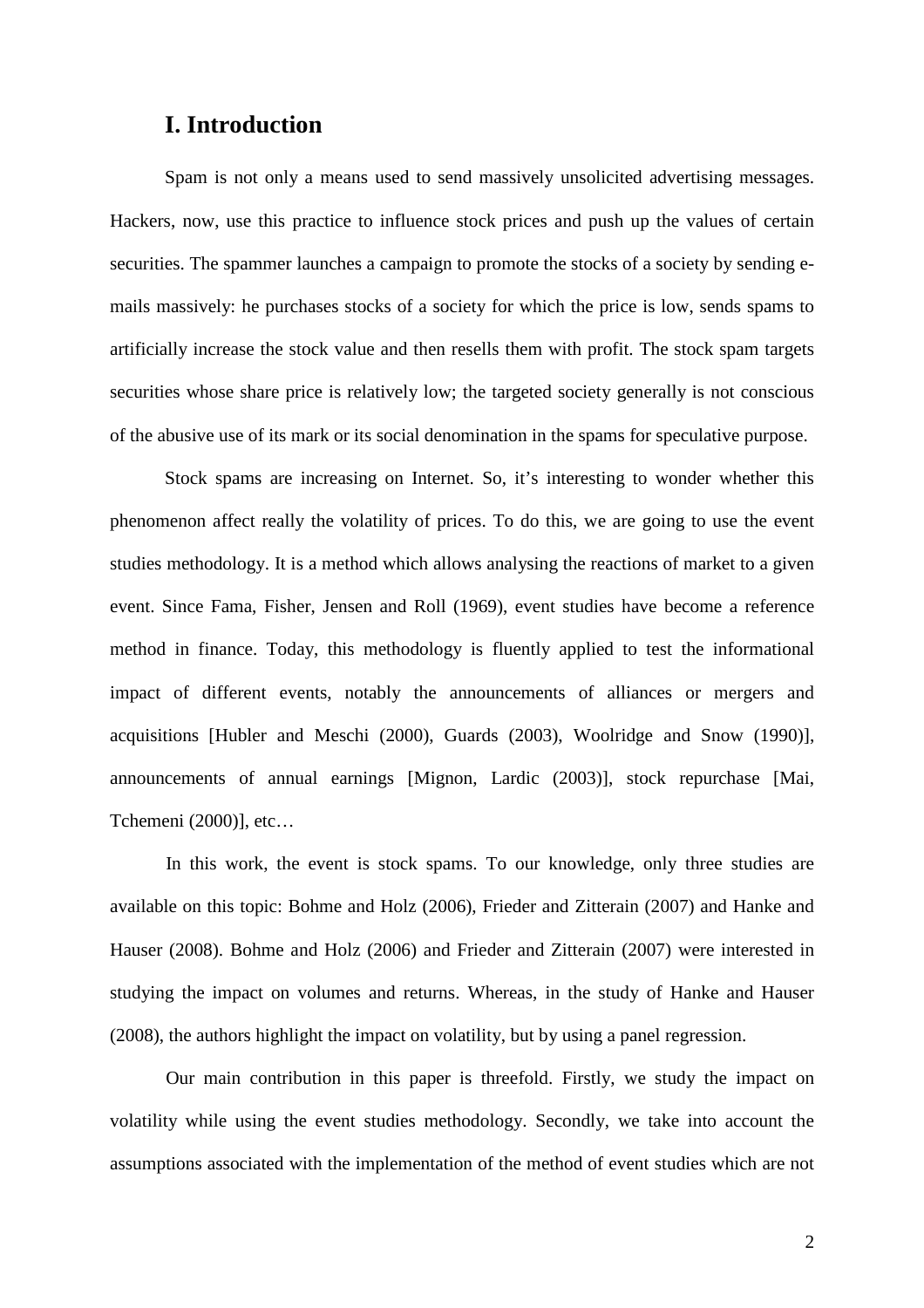## I. Introduction

Spam is not only a means used to send massively unsolicited advertising messages. Hackers, now, use this practice to influence stock prices and push up the values of certain securities. The spammer launches a campaign to promote the stocks of a society by sending e-mails massively: he purchases stocks of a society for which the price is low, sends spams to artificially increase the stock value and then resells them with profit. The stock spam targets securities whose share price is relatively low; the targeted society generally is not conscious of the abusive use of its mark or its social denomination in the spams for speculative purpose.

Stock spams are increasing on Internet. So, it's interesting to wonder whether this phenomenon affect really the volatility of prices. To do this, we are going to use the event studies methodology. It is a method which allows analysing the reactions of market to a given event. Since Fama, Fisher, Jensen and Roll (1969), event studies have become a reference method in finance. Today, this methodology is fluently applied to test the informational impact of different events, notably the announcements of alliances or mergers and acquisitions [Hubler and Meschi (2000), Guards (2003), Woolridge and Snow (1990)], announcements of annual earnings [Mignon, Lardic (2003)], stock repurchase [Mai, Tchemeni (2000)], etc…

In this work, the event is stock spams. To our knowledge, only three studies are available on this topic: Bohme and Holz (2006), Frieder and Zitterain (2007) and Hanke and Hauser (2008). Bohme and Holz (2006) and Frieder and Zitterain (2007) were interested in studying the impact on volumes and returns. Whereas, in the study of Hanke and Hauser (2008), the authors highlight the impact on volatility, but by using a panel regression.

Our main contribution in this paper is threefold. Firstly, we study the impact on volatility while using the event studies methodology. Secondly, we take into account the assumptions associated with the implementation of the method of event studies which are not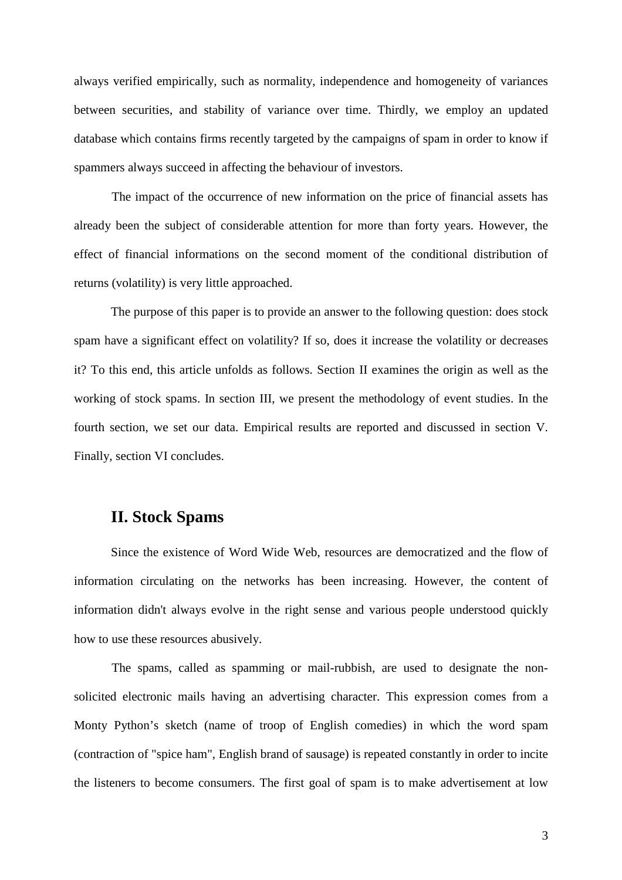always verified empirically, such as normality, independence and homogeneity of variances between securities, and stability of variance over time. Thirdly, we employ an updated database which contains firms recently targeted by the campaigns of spam in order to know if spammers always succeed in affecting the behaviour of investors.

The impact of the occurrence of new information on the price of financial assets has already been the subject of considerable attention for more than forty years. However, the effect of financial informations on the second moment of the conditional distribution of returns (volatility) is very little approached.

The purpose of this paper is to provide an answer to the following question: does stock spam have a significant effect on volatility? If so, does it increase the volatility or decreases it? To this end, this article unfolds as follows. Section II examines the origin as well as the working of stock spams. In section III, we present the methodology of event studies. In the fourth section, we set our data. Empirical results are reported and discussed in section V. Finally, section VI concludes.

## II. Stock Spams

Since the existence of Word Wide Web, resources are democratized and the flow of information circulating on the networks has been increasing. However, the content of information didn't always evolve in the right sense and various people understood quickly how to use these resources abusively.

The spams, called as spamming or mail-rubbish, are used to designate the non-solicited electronic mails having an advertising character. This expression comes from a Monty Python's sketch (name of troop of English comedies) in which the word spam (contraction of "spice ham", English brand of sausage) is repeated constantly in order to incite the listeners to become consumers. The first goal of spam is to make advertisement at low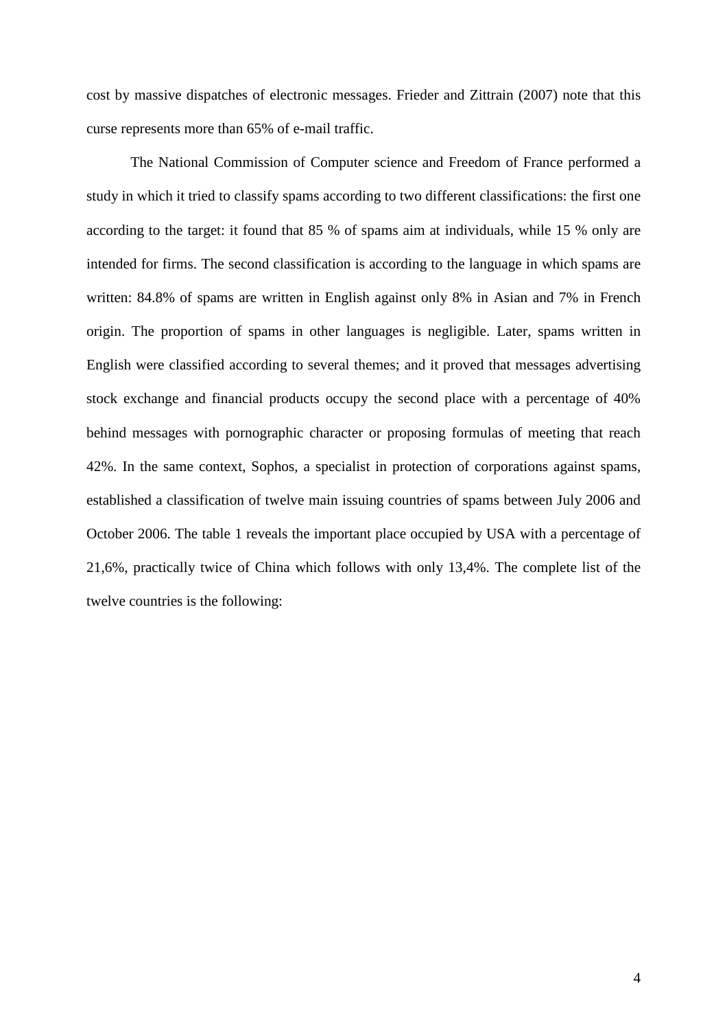cost by massive dispatches of electronic messages. Frieder and Zittrain (2007) note that this curse represents more than 65% of e-mail traffic.

The National Commission of Computer science and Freedom of France performed a study in which it tried to classify spams according to two different classifications: the first one according to the target: it found that 85 % of spams aim at individuals, while 15 % only are intended for firms. The second classification is according to the language in which spams are written: 84.8% of spams are written in English against only 8% in Asian and 7% in French origin. The proportion of spams in other languages is negligible. Later, spams written in English were classified according to several themes; and it proved that messages advertising stock exchange and financial products occupy the second place with a percentage of 40% behind messages with pornographic character or proposing formulas of meeting that reach 42%. In the same context, Sophos, a specialist in protection of corporations against spams, established a classification of twelve main issuing countries of spams between July 2006 and October 2006. The table 1 reveals the important place occupied by USA with a percentage of 21,6%, practically twice of China which follows with only 13,4%. The complete list of the twelve countries is the following: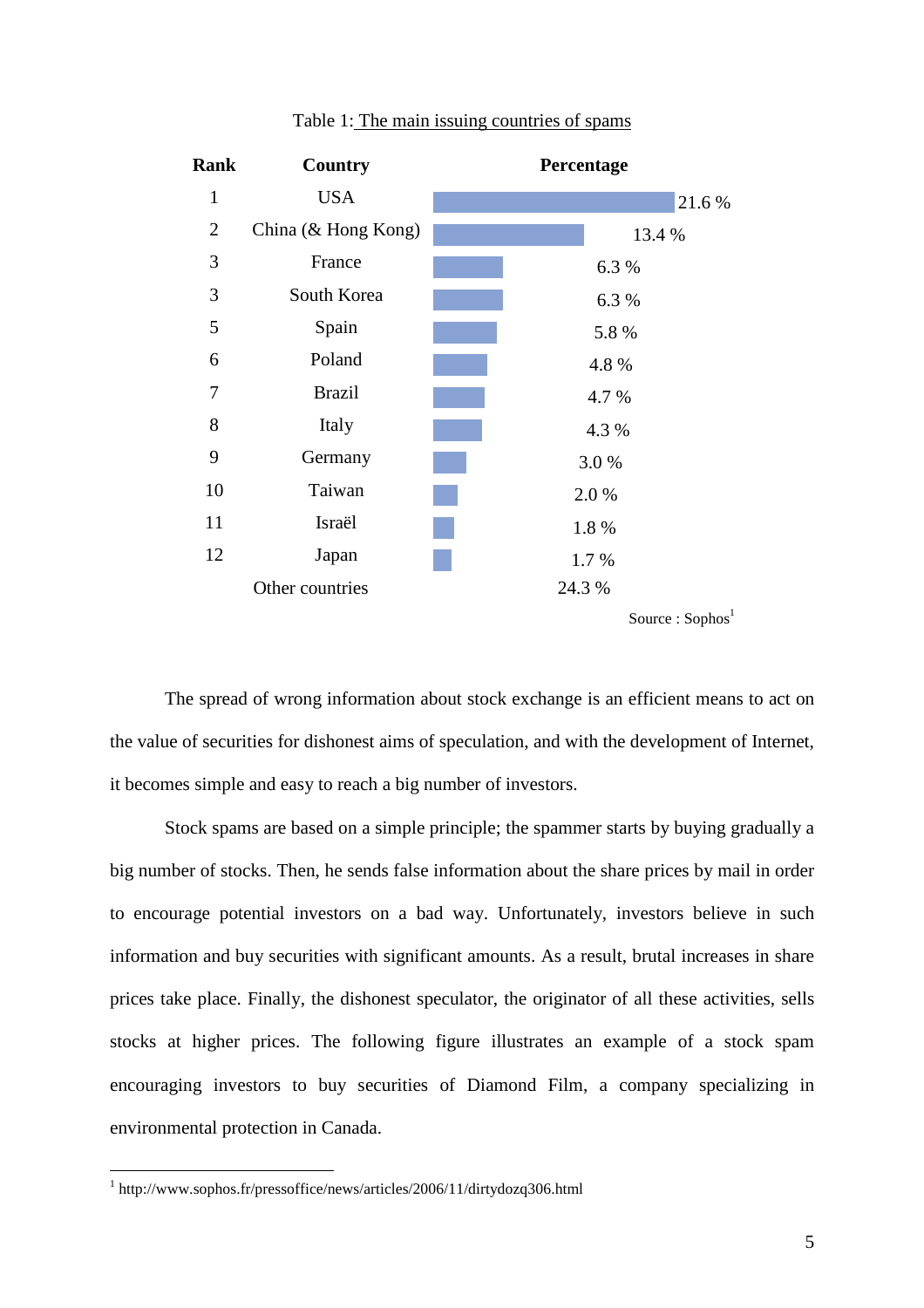Table 1: The main issuing countries of spams

| Rank | Country | Percentage |
| --- | --- | --- |
| 1 | USA | 21.6 % |
| 2 | China (& Hong Kong) | 13.4 % |
| 3 | France | 6.3 % |
| 3 | South Korea | 6.3 % |
| 5 | Spain | 5.8 % |
| 6 | Poland | 4.8 % |
| 7 | Brazil | 4.7 % |
| 8 | Italy | 4.3 % |
| 9 | Germany | 3.0 % |
| 10 | Taiwan | 2.0 % |
| 11 | Israël | 1.8 % |
| 12 | Japan | 1.7 % |
| | Other countries | 24.3 % |

Source : Sophos[1]

The spread of wrong information about stock exchange is an efficient means to act on the value of securities for dishonest aims of speculation, and with the development of Internet, it becomes simple and easy to reach a big number of investors.

Stock spams are based on a simple principle; the spammer starts by buying gradually a big number of stocks. Then, he sends false information about the share prices by mail in order to encourage potential investors on a bad way. Unfortunately, investors believe in such information and buy securities with significant amounts. As a result, brutal increases in share prices take place. Finally, the dishonest speculator, the originator of all these activities, sells stocks at higher prices. The following figure illustrates an example of a stock spam encouraging investors to buy securities of Diamond Film, a company specializing in environmental protection in Canada.

[1] http://www.sophos.fr/pressoffice/news/articles/2006/11/dirtydozq306.html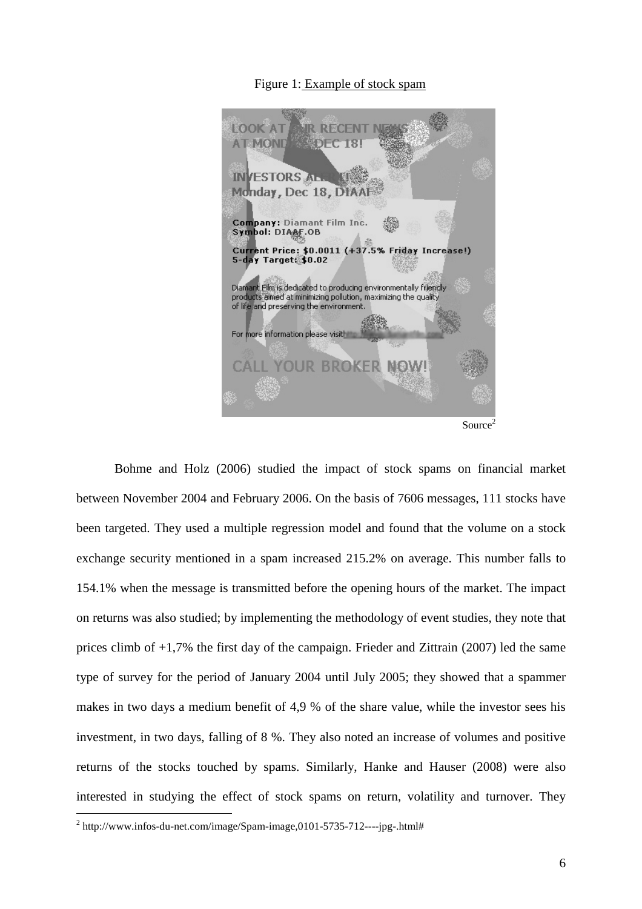Figure 1: Example of stock spam

Source[2]

Bohme and Holz (2006) studied the impact of stock spams on financial market between November 2004 and February 2006. On the basis of 7606 messages, 111 stocks have been targeted. They used a multiple regression model and found that the volume on a stock exchange security mentioned in a spam increased 215.2% on average. This number falls to 154.1% when the message is transmitted before the opening hours of the market. The impact on returns was also studied; by implementing the methodology of event studies, they note that prices climb of +1,7% the first day of the campaign. Frieder and Zittrain (2007) led the same type of survey for the period of January 2004 until July 2005; they showed that a spammer makes in two days a medium benefit of 4,9 % of the share value, while the investor sees his investment, in two days, falling of 8 %. They also noted an increase of volumes and positive returns of the stocks touched by spams. Similarly, Hanke and Hauser (2008) were also interested in studying the effect of stock spams on return, volatility and turnover. They

[2] http://www.infos-du-net.com/image/Spam-image,0101-5735-712----jpg-.html#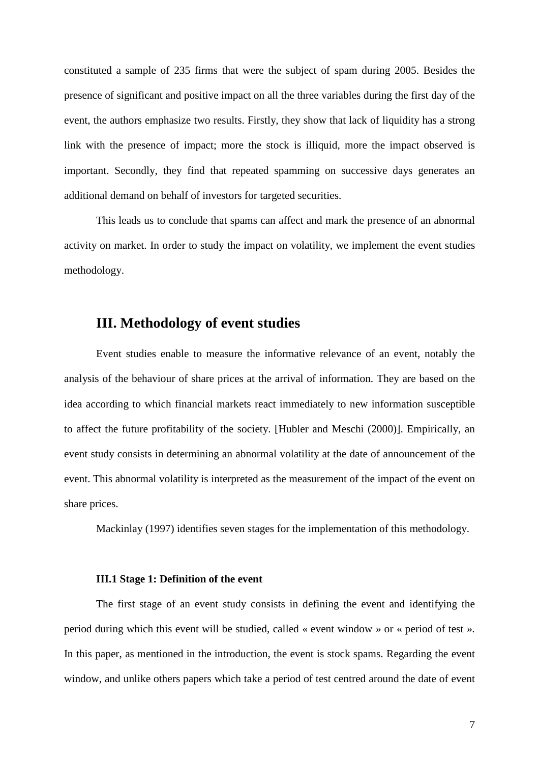constituted a sample of 235 firms that were the subject of spam during 2005. Besides the presence of significant and positive impact on all the three variables during the first day of the event, the authors emphasize two results. Firstly, they show that lack of liquidity has a strong link with the presence of impact; more the stock is illiquid, more the impact observed is important. Secondly, they find that repeated spamming on successive days generates an additional demand on behalf of investors for targeted securities.

This leads us to conclude that spams can affect and mark the presence of an abnormal activity on market. In order to study the impact on volatility, we implement the event studies methodology.

## III. Methodology of event studies

Event studies enable to measure the informative relevance of an event, notably the analysis of the behaviour of share prices at the arrival of information. They are based on the idea according to which financial markets react immediately to new information susceptible to affect the future profitability of the society. [Hubler and Meschi (2000)]. Empirically, an event study consists in determining an abnormal volatility at the date of announcement of the event. This abnormal volatility is interpreted as the measurement of the impact of the event on share prices.

Mackinlay (1997) identifies seven stages for the implementation of this methodology.

### III.1 Stage 1: Definition of the event

The first stage of an event study consists in defining the event and identifying the period during which this event will be studied, called « event window » or « period of test ». In this paper, as mentioned in the introduction, the event is stock spams. Regarding the event window, and unlike others papers which take a period of test centred around the date of event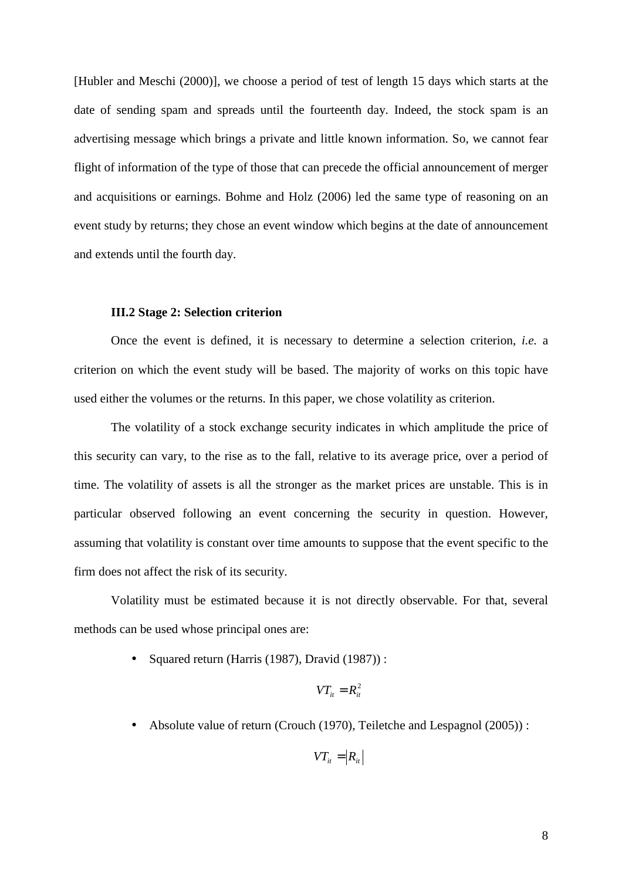[Hubler and Meschi (2000)], we choose a period of test of length 15 days which starts at the date of sending spam and spreads until the fourteenth day. Indeed, the stock spam is an advertising message which brings a private and little known information. So, we cannot fear flight of information of the type of those that can precede the official announcement of merger and acquisitions or earnings. Bohme and Holz (2006) led the same type of reasoning on an event study by returns; they chose an event window which begins at the date of announcement and extends until the fourth day.

### III.2 Stage 2: Selection criterion

Once the event is defined, it is necessary to determine a selection criterion, *i.e.* a criterion on which the event study will be based. The majority of works on this topic have used either the volumes or the returns. In this paper, we chose volatility as criterion.

The volatility of a stock exchange security indicates in which amplitude the price of this security can vary, to the rise as to the fall, relative to its average price, over a period of time. The volatility of assets is all the stronger as the market prices are unstable. This is in particular observed following an event concerning the security in question. However, assuming that volatility is constant over time amounts to suppose that the event specific to the firm does not affect the risk of its security.

Volatility must be estimated because it is not directly observable. For that, several methods can be used whose principal ones are:

- Squared return (Harris (1987), Dravid (1987)) :

$$VT_{it} = R_{it}^2$$

- Absolute value of return (Crouch (1970), Teiletche and Lespagnol (2005)) :

$$VT_{it} = |R_{it}|$$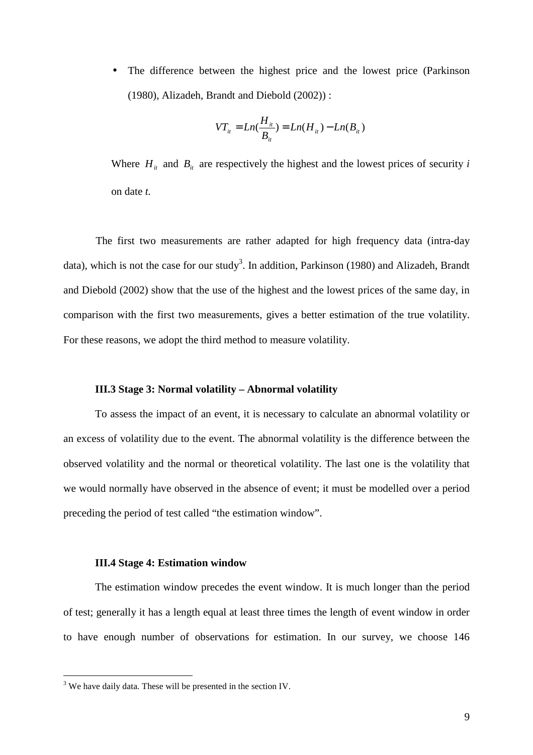- The difference between the highest price and the lowest price (Parkinson (1980), Alizadeh, Brandt and Diebold (2002)) :

$$VT_{it} = Ln(\frac{H_{it}}{B_{it}}) = Ln(H_{it}) - Ln(B_{it})$$

Where $H_{it}$ and $B_{it}$ are respectively the highest and the lowest prices of security *i* on date *t.*

The first two measurements are rather adapted for high frequency data (intra-day data), which is not the case for our study[3]. In addition, Parkinson (1980) and Alizadeh, Brandt and Diebold (2002) show that the use of the highest and the lowest prices of the same day, in comparison with the first two measurements, gives a better estimation of the true volatility. For these reasons, we adopt the third method to measure volatility.

### III.3 Stage 3: Normal volatility – Abnormal volatility

To assess the impact of an event, it is necessary to calculate an abnormal volatility or an excess of volatility due to the event. The abnormal volatility is the difference between the observed volatility and the normal or theoretical volatility. The last one is the volatility that we would normally have observed in the absence of event; it must be modelled over a period preceding the period of test called "the estimation window".

### III.4 Stage 4: Estimation window

The estimation window precedes the event window. It is much longer than the period of test; generally it has a length equal at least three times the length of event window in order to have enough number of observations for estimation. In our survey, we choose 146

[3] We have daily data. These will be presented in the section IV.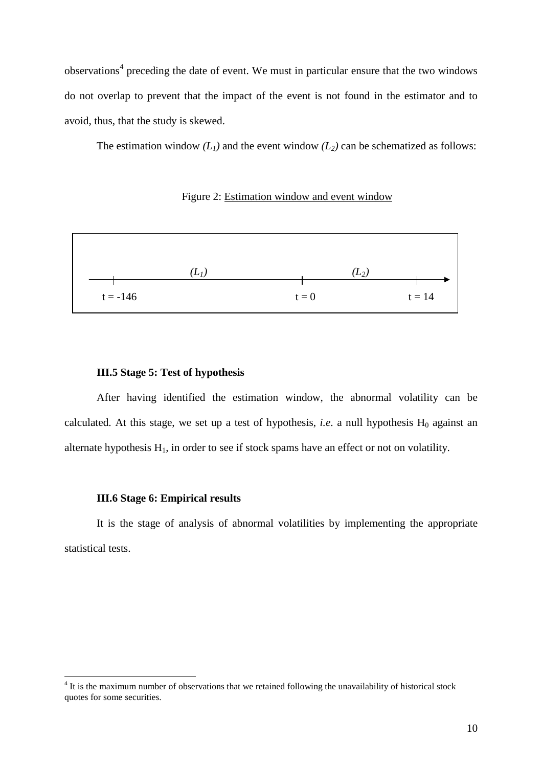observations[4] preceding the date of event. We must in particular ensure that the two windows do not overlap to prevent that the impact of the event is not found in the estimator and to avoid, thus, that the study is skewed.

The estimation window *($L_1$)* and the event window *($L_2$)* can be schematized as follows:

Figure 2: Estimation window and event window

```
            (L1)                         (L2)
  ----|--------------------------|--------------------|---->
   t = -146                    t = 0                t = 14
```

### III.5 Stage 5: Test of hypothesis

After having identified the estimation window, the abnormal volatility can be calculated. At this stage, we set up a test of hypothesis, *i.e*. a null hypothesis $H_0$ against an alternate hypothesis $H_1$, in order to see if stock spams have an effect or not on volatility.

### III.6 Stage 6: Empirical results

It is the stage of analysis of abnormal volatilities by implementing the appropriate statistical tests.

---

[4] It is the maximum number of observations that we retained following the unavailability of historical stock quotes for some securities.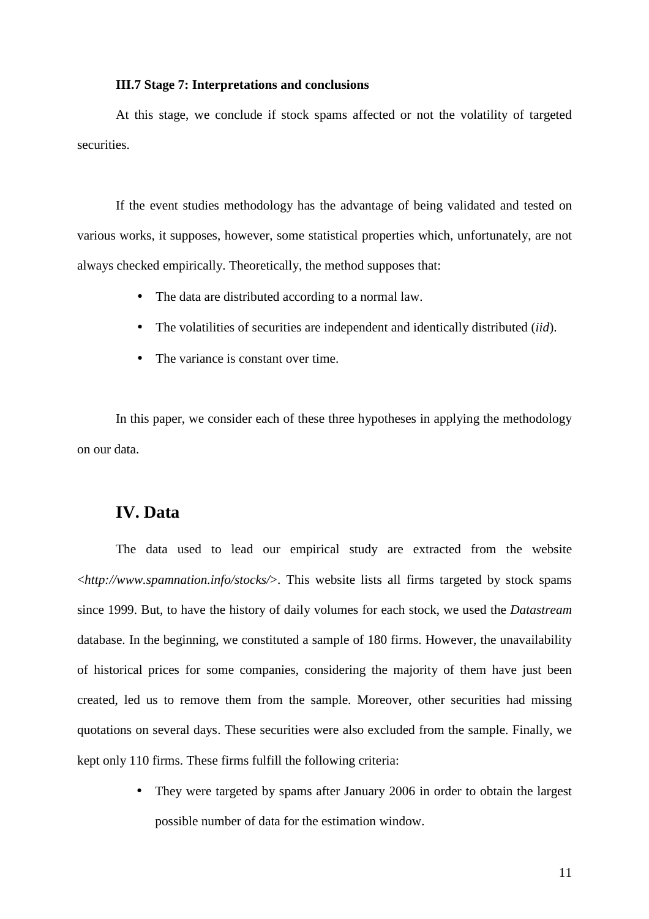### III.7 Stage 7: Interpretations and conclusions

At this stage, we conclude if stock spams affected or not the volatility of targeted securities.

If the event studies methodology has the advantage of being validated and tested on various works, it supposes, however, some statistical properties which, unfortunately, are not always checked empirically. Theoretically, the method supposes that:

- The data are distributed according to a normal law.
- The volatilities of securities are independent and identically distributed (*iid*).
- The variance is constant over time.

In this paper, we consider each of these three hypotheses in applying the methodology on our data.

## IV. Data

The data used to lead our empirical study are extracted from the website <*http://www.spamnation.info/stocks/*>. This website lists all firms targeted by stock spams since 1999. But, to have the history of daily volumes for each stock, we used the *Datastream* database. In the beginning, we constituted a sample of 180 firms. However, the unavailability of historical prices for some companies, considering the majority of them have just been created, led us to remove them from the sample. Moreover, other securities had missing quotations on several days. These securities were also excluded from the sample. Finally, we kept only 110 firms. These firms fulfill the following criteria:

- They were targeted by spams after January 2006 in order to obtain the largest possible number of data for the estimation window.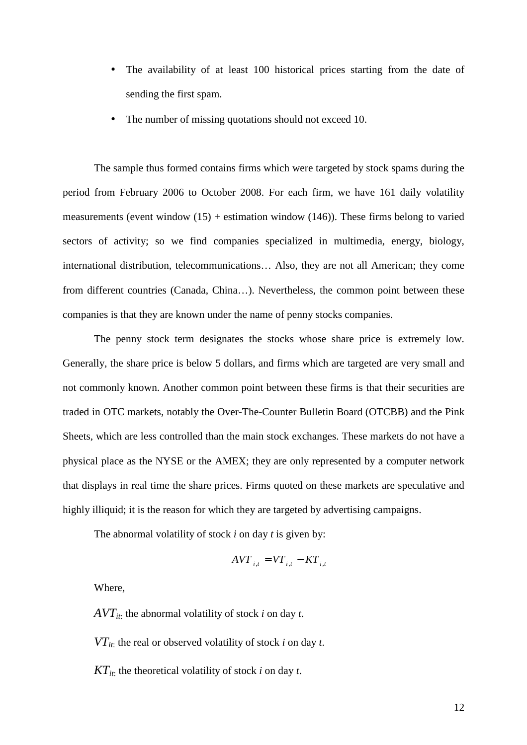- The availability of at least 100 historical prices starting from the date of sending the first spam.
- The number of missing quotations should not exceed 10.

The sample thus formed contains firms which were targeted by stock spams during the period from February 2006 to October 2008. For each firm, we have 161 daily volatility measurements (event window (15) + estimation window (146)). These firms belong to varied sectors of activity; so we find companies specialized in multimedia, energy, biology, international distribution, telecommunications… Also, they are not all American; they come from different countries (Canada, China…). Nevertheless, the common point between these companies is that they are known under the name of penny stocks companies.

The penny stock term designates the stocks whose share price is extremely low. Generally, the share price is below 5 dollars, and firms which are targeted are very small and not commonly known. Another common point between these firms is that their securities are traded in OTC markets, notably the Over-The-Counter Bulletin Board (OTCBB) and the Pink Sheets, which are less controlled than the main stock exchanges. These markets do not have a physical place as the NYSE or the AMEX; they are only represented by a computer network that displays in real time the share prices. Firms quoted on these markets are speculative and highly illiquid; it is the reason for which they are targeted by advertising campaigns.

The abnormal volatility of stock *i* on day *t* is given by:

$$AVT_{i,t} = VT_{i,t} - KT_{i,t}$$

Where,

$AVT_{it}$: the abnormal volatility of stock *i* on day *t*.

$VT_{it}$: the real or observed volatility of stock *i* on day *t*.

$KT_{it}$: the theoretical volatility of stock *i* on day *t*.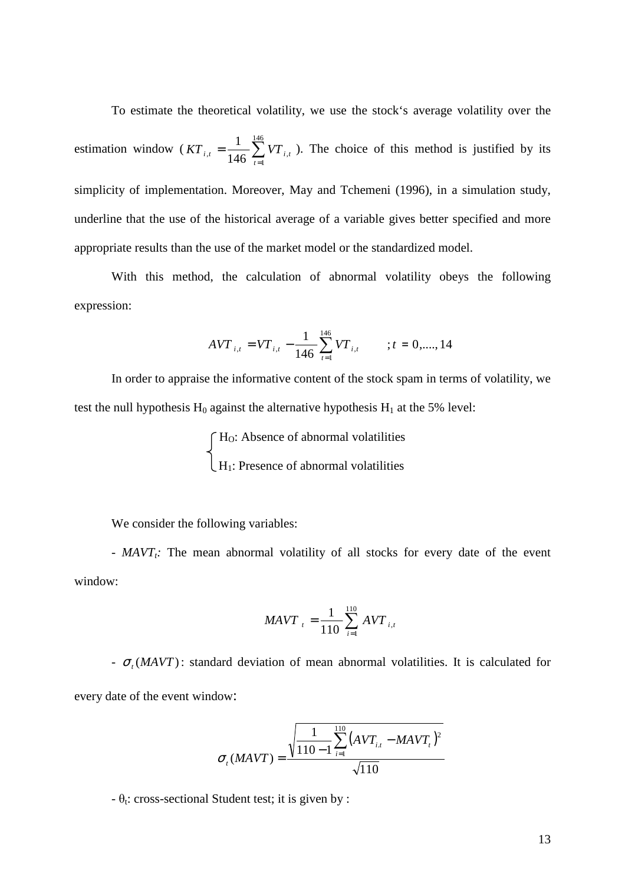To estimate the theoretical volatility, we use the stock's average volatility over the estimation window ($KT_{i,t} = \frac{1}{146}\sum_{t=1}^{146} VT_{i,t}$). The choice of this method is justified by its simplicity of implementation. Moreover, May and Tchemeni (1996), in a simulation study, underline that the use of the historical average of a variable gives better specified and more appropriate results than the use of the market model or the standardized model.

With this method, the calculation of abnormal volatility obeys the following expression:

$$AVT_{i,t} = VT_{i,t} - \frac{1}{146}\sum_{t=1}^{146} VT_{i,t} \qquad ; t = 0,....,14$$

In order to appraise the informative content of the stock spam in terms of volatility, we test the null hypothesis $H_0$ against the alternative hypothesis $H_1$ at the 5% level:

$$\begin{cases} H_O\text{: Absence of abnormal volatilities} \\ H_1\text{: Presence of abnormal volatilities} \end{cases}$$

We consider the following variables:

- $MAVT_t$: The mean abnormal volatility of all stocks for every date of the event window:

$$MAVT_t = \frac{1}{110}\sum_{i=1}^{110} AVT_{i,t}$$

- $\sigma_t(MAVT)$: standard deviation of mean abnormal volatilities. It is calculated for every date of the event window:

$$\sigma_t(MAVT) = \frac{\sqrt{\frac{1}{110-1}\sum_{i=1}^{110}\left(AVT_{i,t} - MAVT_t\right)^2}}{\sqrt{110}}$$

- $\theta_t$: cross-sectional Student test; it is given by :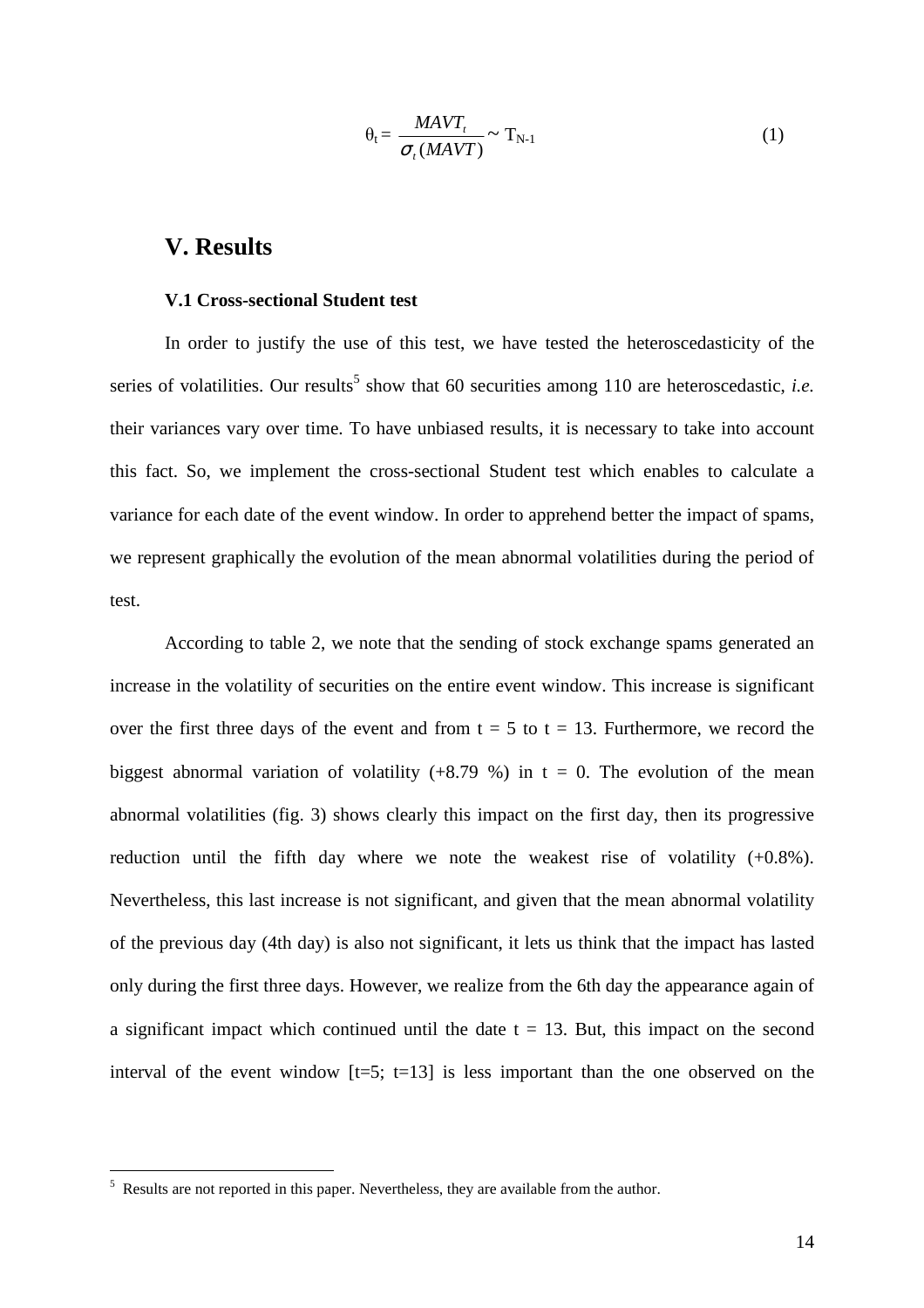$$\theta_t = \frac{MAVT_t}{\sigma_t(MAVT)} \sim T_{N-1} \tag{1}$$

# V. Results

### V.1 Cross-sectional Student test

In order to justify the use of this test, we have tested the heteroscedasticity of the series of volatilities. Our results[5] show that 60 securities among 110 are heteroscedastic, *i.e.* their variances vary over time. To have unbiased results, it is necessary to take into account this fact. So, we implement the cross-sectional Student test which enables to calculate a variance for each date of the event window. In order to apprehend better the impact of spams, we represent graphically the evolution of the mean abnormal volatilities during the period of test.

According to table 2, we note that the sending of stock exchange spams generated an increase in the volatility of securities on the entire event window. This increase is significant over the first three days of the event and from $t = 5$ to $t = 13$. Furthermore, we record the biggest abnormal variation of volatility (+8.79 %) in $t = 0$. The evolution of the mean abnormal volatilities (fig. 3) shows clearly this impact on the first day, then its progressive reduction until the fifth day where we note the weakest rise of volatility (+0.8%). Nevertheless, this last increase is not significant, and given that the mean abnormal volatility of the previous day (4th day) is also not significant, it lets us think that the impact has lasted only during the first three days. However, we realize from the 6th day the appearance again of a significant impact which continued until the date $t = 13$. But, this impact on the second interval of the event window [t=5; t=13] is less important than the one observed on the

[5] Results are not reported in this paper. Nevertheless, they are available from the author.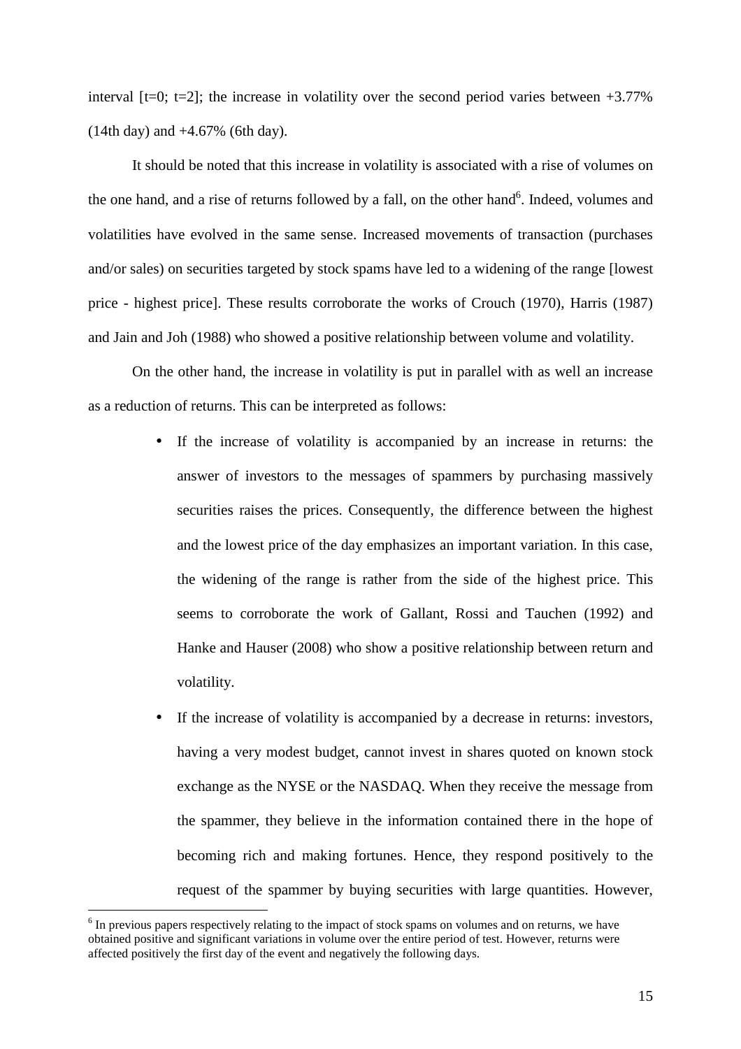interval [t=0; t=2]; the increase in volatility over the second period varies between +3.77% (14th day) and +4.67% (6th day).

It should be noted that this increase in volatility is associated with a rise of volumes on the one hand, and a rise of returns followed by a fall, on the other hand[6]. Indeed, volumes and volatilities have evolved in the same sense. Increased movements of transaction (purchases and/or sales) on securities targeted by stock spams have led to a widening of the range [lowest price - highest price]. These results corroborate the works of Crouch (1970), Harris (1987) and Jain and Joh (1988) who showed a positive relationship between volume and volatility.

On the other hand, the increase in volatility is put in parallel with as well an increase as a reduction of returns. This can be interpreted as follows:

- If the increase of volatility is accompanied by an increase in returns: the answer of investors to the messages of spammers by purchasing massively securities raises the prices. Consequently, the difference between the highest and the lowest price of the day emphasizes an important variation. In this case, the widening of the range is rather from the side of the highest price. This seems to corroborate the work of Gallant, Rossi and Tauchen (1992) and Hanke and Hauser (2008) who show a positive relationship between return and volatility.
- If the increase of volatility is accompanied by a decrease in returns: investors, having a very modest budget, cannot invest in shares quoted on known stock exchange as the NYSE or the NASDAQ. When they receive the message from the spammer, they believe in the information contained there in the hope of becoming rich and making fortunes. Hence, they respond positively to the request of the spammer by buying securities with large quantities. However,

[6] In previous papers respectively relating to the impact of stock spams on volumes and on returns, we have obtained positive and significant variations in volume over the entire period of test. However, returns were affected positively the first day of the event and negatively the following days.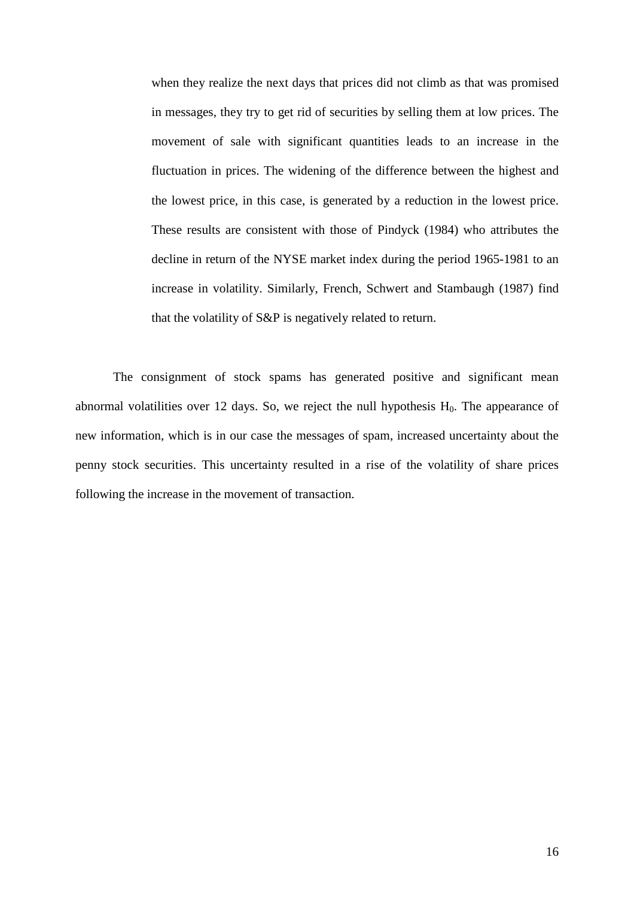when they realize the next days that prices did not climb as that was promised in messages, they try to get rid of securities by selling them at low prices. The movement of sale with significant quantities leads to an increase in the fluctuation in prices. The widening of the difference between the highest and the lowest price, in this case, is generated by a reduction in the lowest price. These results are consistent with those of Pindyck (1984) who attributes the decline in return of the NYSE market index during the period 1965-1981 to an increase in volatility. Similarly, French, Schwert and Stambaugh (1987) find that the volatility of S&P is negatively related to return.

The consignment of stock spams has generated positive and significant mean abnormal volatilities over 12 days. So, we reject the null hypothesis $H_0$. The appearance of new information, which is in our case the messages of spam, increased uncertainty about the penny stock securities. This uncertainty resulted in a rise of the volatility of share prices following the increase in the movement of transaction.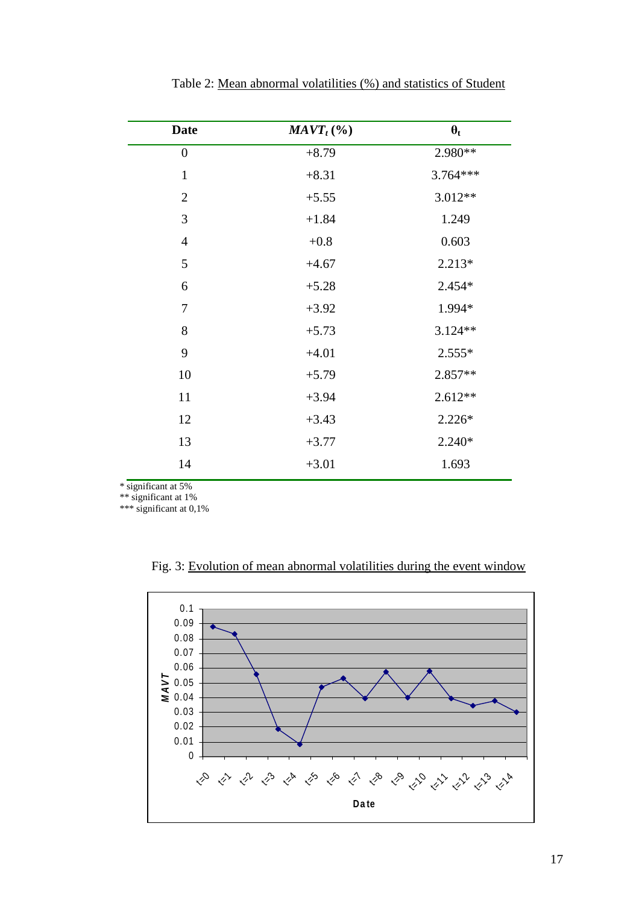Table 2: Mean abnormal volatilities (%) and statistics of Student

| Date | $MAVT_t$ (%) | $\theta_t$ |
|---|---|---|
| 0 | +8.79 | 2.980** |
| 1 | +8.31 | 3.764*** |
| 2 | +5.55 | 3.012** |
| 3 | +1.84 | 1.249 |
| 4 | +0.8 | 0.603 |
| 5 | +4.67 | 2.213* |
| 6 | +5.28 | 2.454* |
| 7 | +3.92 | 1.994* |
| 8 | +5.73 | 3.124** |
| 9 | +4.01 | 2.555* |
| 10 | +5.79 | 2.857** |
| 11 | +3.94 | 2.612** |
| 12 | +3.43 | 2.226* |
| 13 | +3.77 | 2.240* |
| 14 | +3.01 | 1.693 |

\* significant at 5%
\** significant at 1%
\*** significant at 0,1%

Fig. 3: Evolution of mean abnormal volatilities during the event window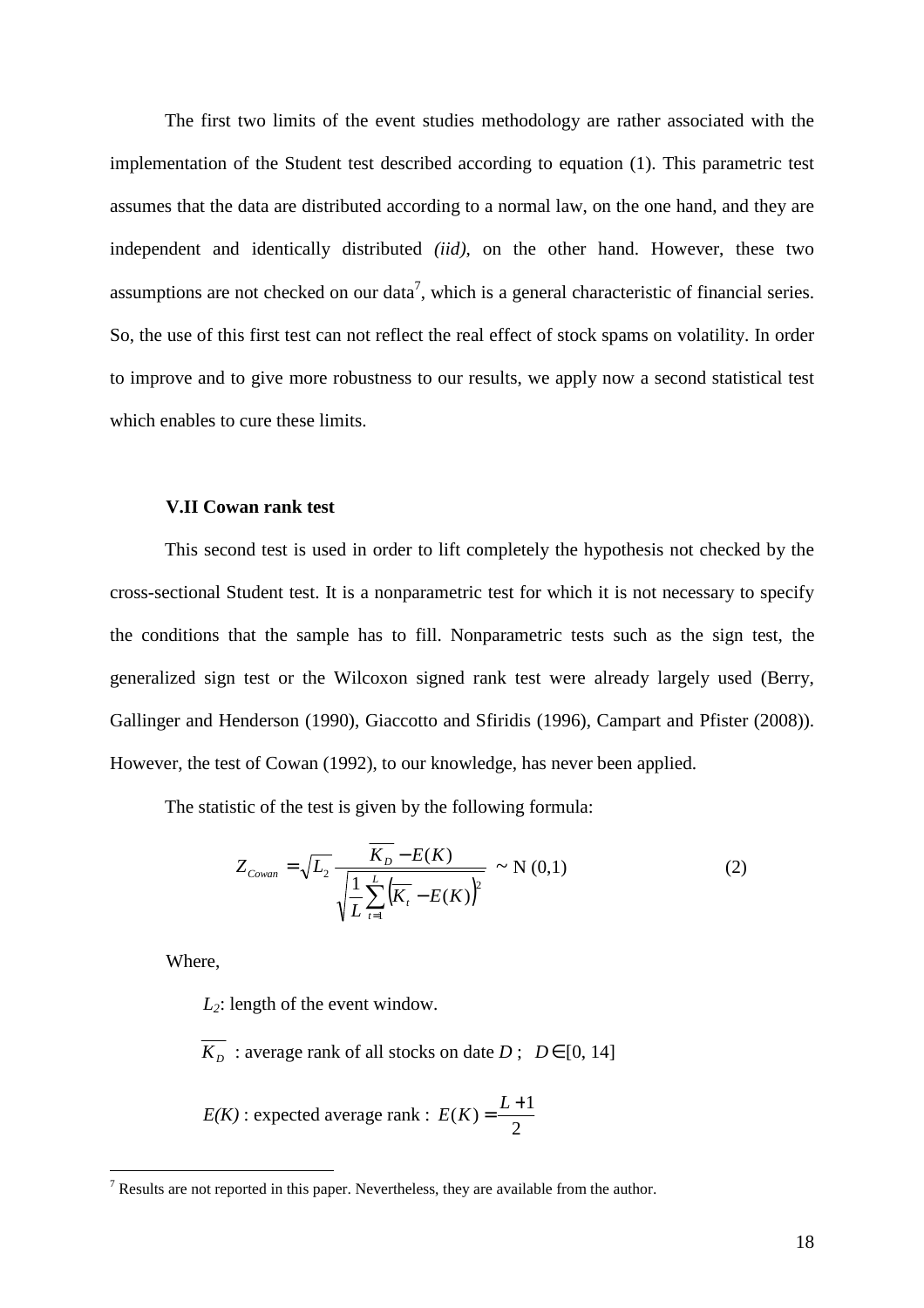The first two limits of the event studies methodology are rather associated with the implementation of the Student test described according to equation (1). This parametric test assumes that the data are distributed according to a normal law, on the one hand, and they are independent and identically distributed *(iid)*, on the other hand. However, these two assumptions are not checked on our data[7], which is a general characteristic of financial series. So, the use of this first test can not reflect the real effect of stock spams on volatility. In order to improve and to give more robustness to our results, we apply now a second statistical test which enables to cure these limits.

### V.II Cowan rank test

This second test is used in order to lift completely the hypothesis not checked by the cross-sectional Student test. It is a nonparametric test for which it is not necessary to specify the conditions that the sample has to fill. Nonparametric tests such as the sign test, the generalized sign test or the Wilcoxon signed rank test were already largely used (Berry, Gallinger and Henderson (1990), Giaccotto and Sfiridis (1996), Campart and Pfister (2008)). However, the test of Cowan (1992), to our knowledge, has never been applied.

The statistic of the test is given by the following formula:

$$Z_{Cowan} = \sqrt{L_2}\,\frac{\overline{K_D} - E(K)}{\sqrt{\frac{1}{L}\sum_{t=1}^{L}\left(\overline{K_t} - E(K)\right)^2}} \sim \mathrm{N}\,(0,1) \qquad (2)$$

Where,

$L_2$: length of the event window.

$\overline{K_D}$ : average rank of all stocks on date $D$ ; $D \in [0, 14]$

$E(K)$ : expected average rank : $E(K) = \frac{L+1}{2}$

---

[7] Results are not reported in this paper. Nevertheless, they are available from the author.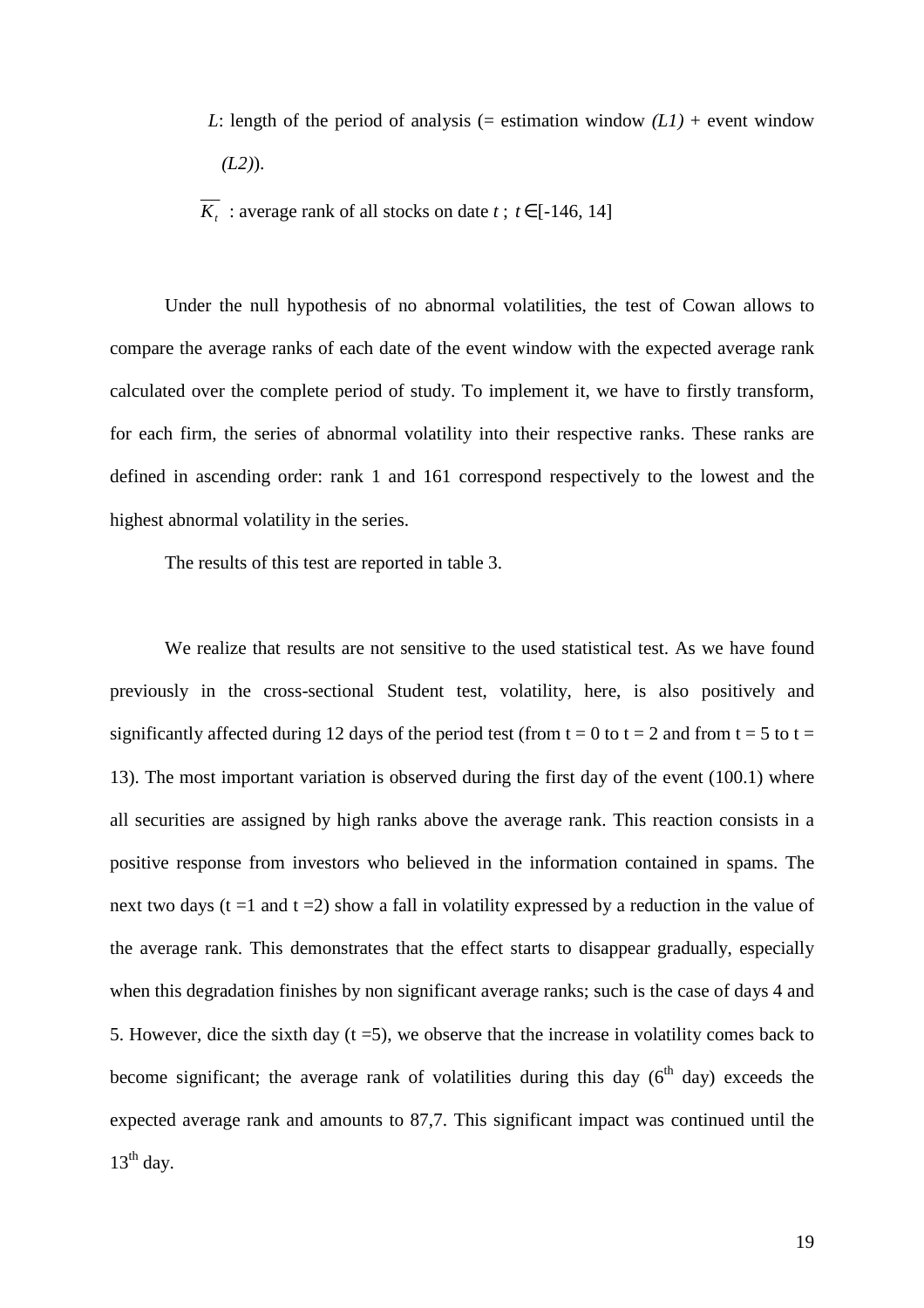$L$: length of the period of analysis (= estimation window *(L1)* + event window *(L2)*).

$\overline{K_t}$ : average rank of all stocks on date $t$ ; $t \in [-146, 14]$

Under the null hypothesis of no abnormal volatilities, the test of Cowan allows to compare the average ranks of each date of the event window with the expected average rank calculated over the complete period of study. To implement it, we have to firstly transform, for each firm, the series of abnormal volatility into their respective ranks. These ranks are defined in ascending order: rank 1 and 161 correspond respectively to the lowest and the highest abnormal volatility in the series.

The results of this test are reported in table 3.

We realize that results are not sensitive to the used statistical test. As we have found previously in the cross-sectional Student test, volatility, here, is also positively and significantly affected during 12 days of the period test (from $t = 0$ to $t = 2$ and from $t = 5$ to $t = 13$). The most important variation is observed during the first day of the event (100.1) where all securities are assigned by high ranks above the average rank. This reaction consists in a positive response from investors who believed in the information contained in spams. The next two days ($t = 1$ and $t = 2$) show a fall in volatility expressed by a reduction in the value of the average rank. This demonstrates that the effect starts to disappear gradually, especially when this degradation finishes by non significant average ranks; such is the case of days 4 and 5. However, dice the sixth day ($t = 5$), we observe that the increase in volatility comes back to become significant; the average rank of volatilities during this day (6th day) exceeds the expected average rank and amounts to 87,7. This significant impact was continued until the 13th day.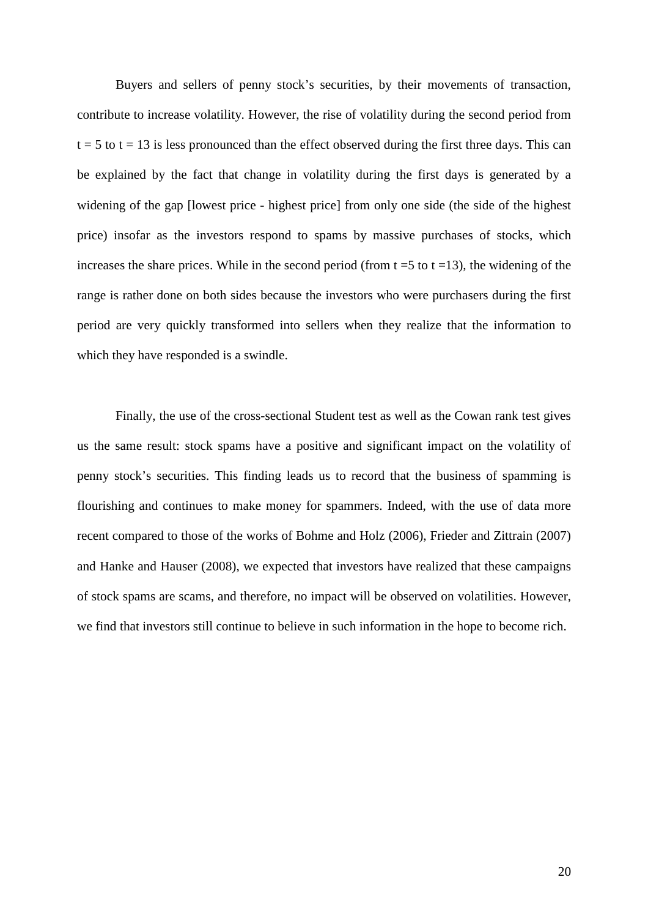Buyers and sellers of penny stock's securities, by their movements of transaction, contribute to increase volatility. However, the rise of volatility during the second period from $t = 5$ to $t = 13$ is less pronounced than the effect observed during the first three days. This can be explained by the fact that change in volatility during the first days is generated by a widening of the gap [lowest price - highest price] from only one side (the side of the highest price) insofar as the investors respond to spams by massive purchases of stocks, which increases the share prices. While in the second period (from $t = 5$ to $t = 13$), the widening of the range is rather done on both sides because the investors who were purchasers during the first period are very quickly transformed into sellers when they realize that the information to which they have responded is a swindle.

Finally, the use of the cross-sectional Student test as well as the Cowan rank test gives us the same result: stock spams have a positive and significant impact on the volatility of penny stock's securities. This finding leads us to record that the business of spamming is flourishing and continues to make money for spammers. Indeed, with the use of data more recent compared to those of the works of Bohme and Holz (2006), Frieder and Zittrain (2007) and Hanke and Hauser (2008), we expected that investors have realized that these campaigns of stock spams are scams, and therefore, no impact will be observed on volatilities. However, we find that investors still continue to believe in such information in the hope to become rich.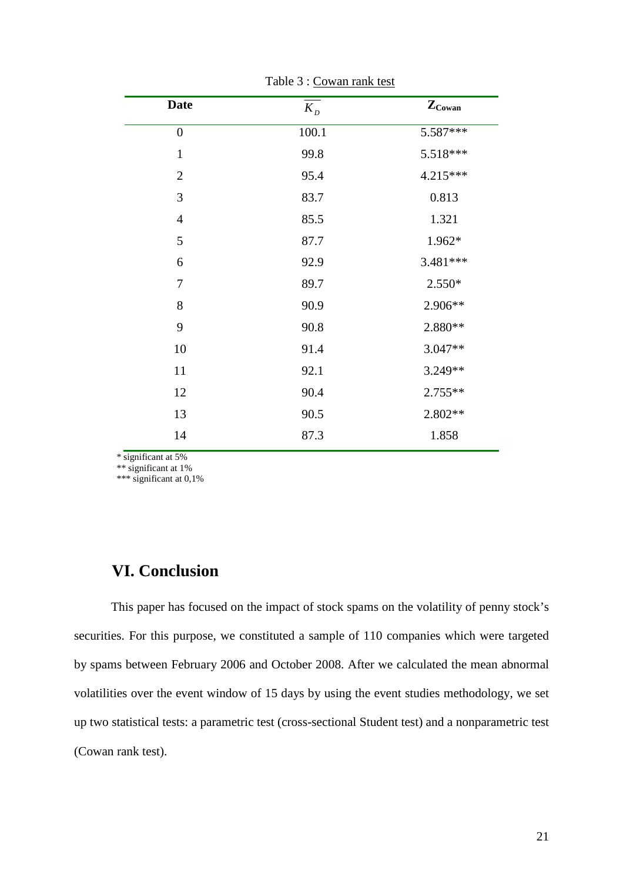Table 3 : Cowan rank test

| Date | $\overline{K_D}$ | $Z_{Cowan}$ |
|---|---|---|
| 0 | 100.1 | 5.587*** |
| 1 | 99.8 | 5.518*** |
| 2 | 95.4 | 4.215*** |
| 3 | 83.7 | 0.813 |
| 4 | 85.5 | 1.321 |
| 5 | 87.7 | 1.962* |
| 6 | 92.9 | 3.481*** |
| 7 | 89.7 | 2.550* |
| 8 | 90.9 | 2.906** |
| 9 | 90.8 | 2.880** |
| 10 | 91.4 | 3.047** |
| 11 | 92.1 | 3.249** |
| 12 | 90.4 | 2.755** |
| 13 | 90.5 | 2.802** |
| 14 | 87.3 | 1.858 |

\* significant at 5%
** significant at 1%
*** significant at 0,1%

## VI. Conclusion

This paper has focused on the impact of stock spams on the volatility of penny stock's securities. For this purpose, we constituted a sample of 110 companies which were targeted by spams between February 2006 and October 2008. After we calculated the mean abnormal volatilities over the event window of 15 days by using the event studies methodology, we set up two statistical tests: a parametric test (cross-sectional Student test) and a nonparametric test (Cowan rank test).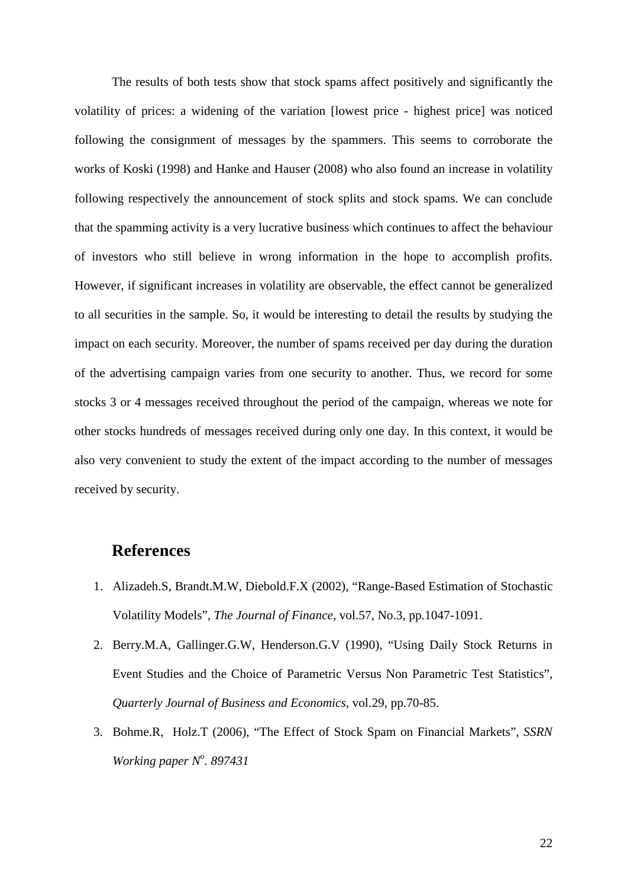The results of both tests show that stock spams affect positively and significantly the volatility of prices: a widening of the variation [lowest price - highest price] was noticed following the consignment of messages by the spammers. This seems to corroborate the works of Koski (1998) and Hanke and Hauser (2008) who also found an increase in volatility following respectively the announcement of stock splits and stock spams. We can conclude that the spamming activity is a very lucrative business which continues to affect the behaviour of investors who still believe in wrong information in the hope to accomplish profits. However, if significant increases in volatility are observable, the effect cannot be generalized to all securities in the sample. So, it would be interesting to detail the results by studying the impact on each security. Moreover, the number of spams received per day during the duration of the advertising campaign varies from one security to another. Thus, we record for some stocks 3 or 4 messages received throughout the period of the campaign, whereas we note for other stocks hundreds of messages received during only one day. In this context, it would be also very convenient to study the extent of the impact according to the number of messages received by security.

## References

1. Alizadeh.S, Brandt.M.W, Diebold.F.X (2002), "Range-Based Estimation of Stochastic Volatility Models", *The Journal of Finance*, vol.57, No.3, pp.1047-1091.
2. Berry.M.A, Gallinger.G.W, Henderson.G.V (1990), "Using Daily Stock Returns in Event Studies and the Choice of Parametric Versus Non Parametric Test Statistics", *Quarterly Journal of Business and Economics*, vol.29, pp.70-85.
3. Bohme.R, Holz.T (2006), "The Effect of Stock Spam on Financial Markets", *SSRN Working paper N$^{o}$. 897431*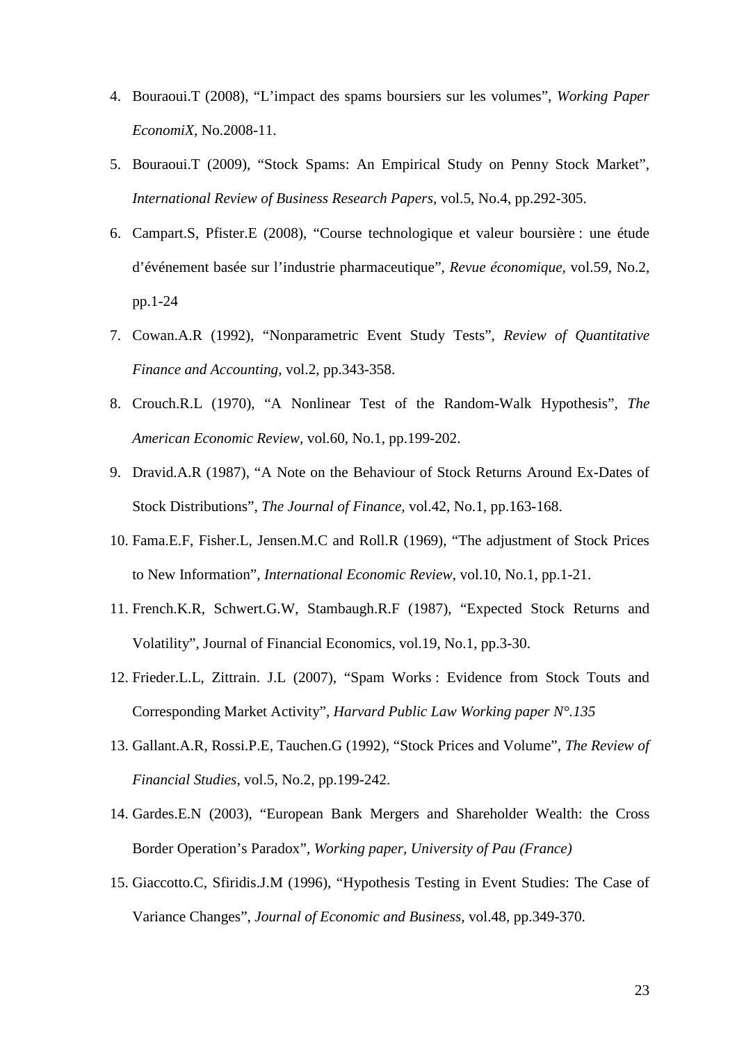4. Bouraoui.T (2008), “L’impact des spams boursiers sur les volumes”, *Working Paper EconomiX*, No.2008-11.
5. Bouraoui.T (2009), “Stock Spams: An Empirical Study on Penny Stock Market”, *International Review of Business Research Papers*, vol.5, No.4, pp.292-305.
6. Campart.S, Pfister.E (2008), “Course technologique et valeur boursière : une étude d’événement basée sur l’industrie pharmaceutique”, *Revue économique*, vol.59, No.2, pp.1-24
7. Cowan.A.R (1992), “Nonparametric Event Study Tests”, *Review of Quantitative Finance and Accounting*, vol.2, pp.343-358.
8. Crouch.R.L (1970), “A Nonlinear Test of the Random-Walk Hypothesis”, *The American Economic Review*, vol.60, No.1, pp.199-202.
9. Dravid.A.R (1987), “A Note on the Behaviour of Stock Returns Around Ex-Dates of Stock Distributions”, *The Journal of Finance,* vol.42, No.1, pp.163-168.
10. Fama.E.F, Fisher.L, Jensen.M.C and Roll.R (1969), “The adjustment of Stock Prices to New Information”, *International Economic Review*, vol.10, No.1, pp.1-21.
11. French.K.R, Schwert.G.W, Stambaugh.R.F (1987), “Expected Stock Returns and Volatility”, Journal of Financial Economics, vol.19, No.1, pp.3-30.
12. Frieder.L.L, Zittrain. J.L (2007), “Spam Works : Evidence from Stock Touts and Corresponding Market Activity”, *Harvard Public Law Working paper N°.135*
13. Gallant.A.R, Rossi.P.E, Tauchen.G (1992), “Stock Prices and Volume”, *The Review of Financial Studies*, vol.5, No.2, pp.199-242.
14. Gardes.E.N (2003), “European Bank Mergers and Shareholder Wealth: the Cross Border Operation’s Paradox”, *Working paper, University of Pau (France)*
15. Giaccotto.C, Sfiridis.J.M (1996), “Hypothesis Testing in Event Studies: The Case of Variance Changes”, *Journal of Economic and Business,* vol.48, pp.349-370.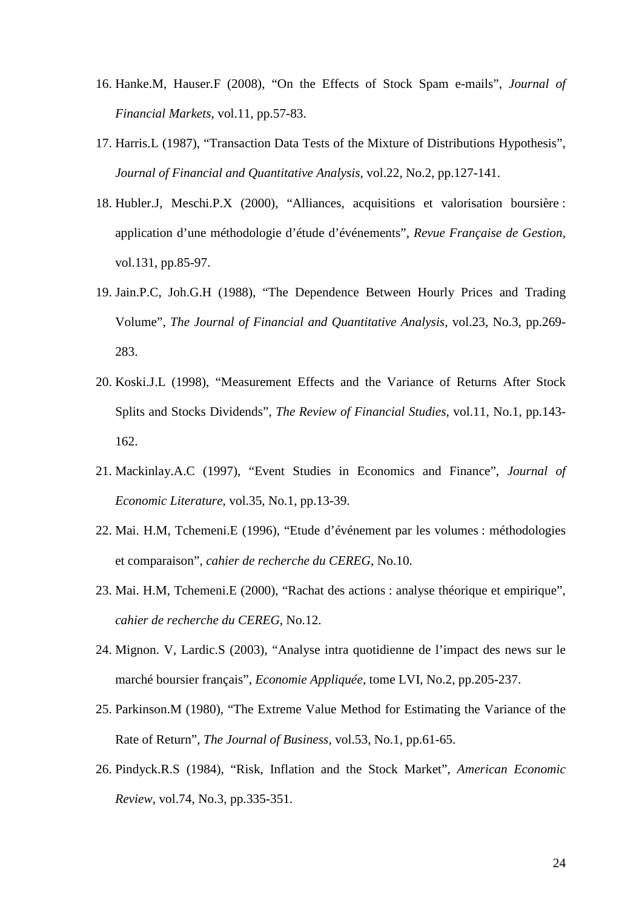16. Hanke.M, Hauser.F (2008), "On the Effects of Stock Spam e-mails", *Journal of Financial Markets*, vol.11, pp.57-83.
17. Harris.L (1987), "Transaction Data Tests of the Mixture of Distributions Hypothesis", *Journal of Financial and Quantitative Analysis*, vol.22, No.2, pp.127-141.
18. Hubler.J, Meschi.P.X (2000), "Alliances, acquisitions et valorisation boursière : application d'une méthodologie d'étude d'événements", *Revue Française de Gestion*, vol.131, pp.85-97.
19. Jain.P.C, Joh.G.H (1988), "The Dependence Between Hourly Prices and Trading Volume", *The Journal of Financial and Quantitative Analysis*, vol.23, No.3, pp.269-283.
20. Koski.J.L (1998), "Measurement Effects and the Variance of Returns After Stock Splits and Stocks Dividends", *The Review of Financial Studies*, vol.11, No.1, pp.143-162.
21. Mackinlay.A.C (1997), "Event Studies in Economics and Finance", *Journal of Economic Literature*, vol.35, No.1, pp.13-39.
22. Mai. H.M, Tchemeni.E (1996), "Etude d'événement par les volumes : méthodologies et comparaison", *cahier de recherche du CEREG*, No.10.
23. Mai. H.M, Tchemeni.E (2000), "Rachat des actions : analyse théorique et empirique", *cahier de recherche du CEREG*, No.12.
24. Mignon. V, Lardic.S (2003), "Analyse intra quotidienne de l'impact des news sur le marché boursier français", *Economie Appliquée*, tome LVI, No.2, pp.205-237.
25. Parkinson.M (1980), "The Extreme Value Method for Estimating the Variance of the Rate of Return", *The Journal of Business*, vol.53, No.1, pp.61-65.
26. Pindyck.R.S (1984), "Risk, Inflation and the Stock Market", *American Economic Review*, vol.74, No.3, pp.335-351.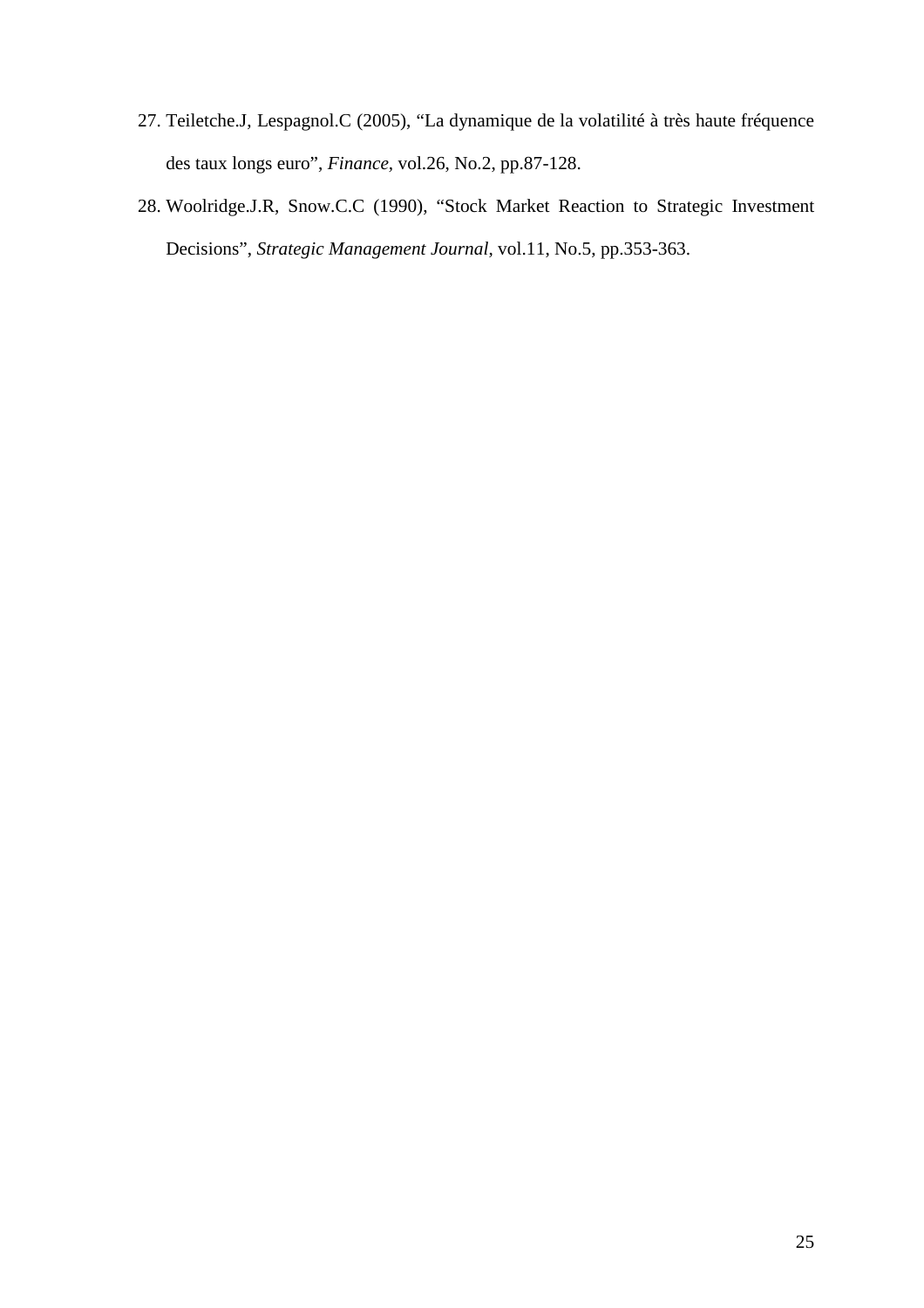27. Teiletche.J, Lespagnol.C (2005), “La dynamique de la volatilité à très haute fréquence des taux longs euro”, *Finance*, vol.26, No.2, pp.87-128.
28. Woolridge.J.R, Snow.C.C (1990), “Stock Market Reaction to Strategic Investment Decisions”, *Strategic Management Journal*, vol.11, No.5, pp.353-363.